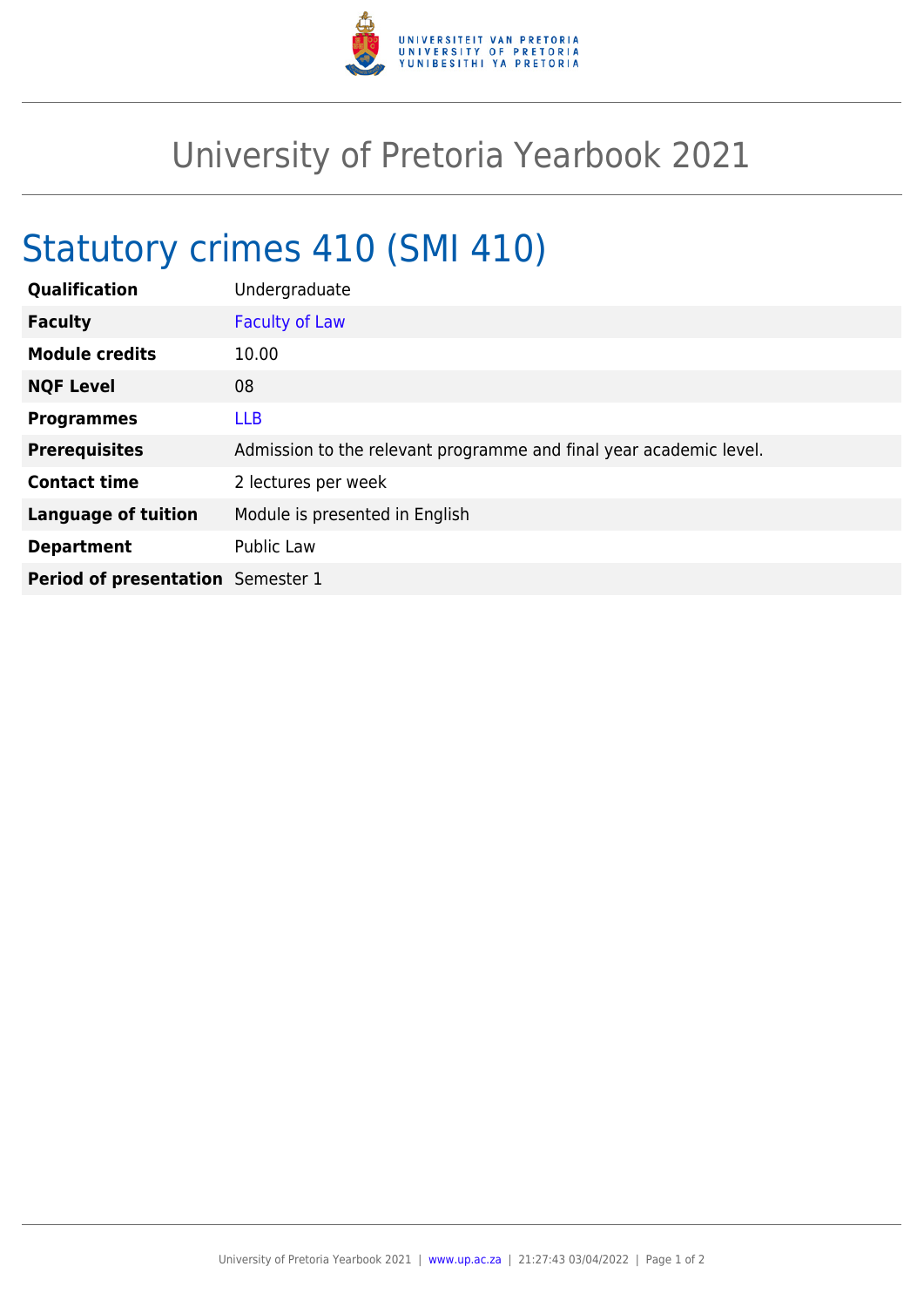# University of Pretoria Yearbook 2021

## Statutory crimes 410 (SMI 410)

| | |
|---|---|
| **Qualification** | Undergraduate |
| **Faculty** | Faculty of Law |
| **Module credits** | 10.00 |
| **NQF Level** | 08 |
| **Programmes** | LLB |
| **Prerequisites** | Admission to the relevant programme and final year academic level. |
| **Contact time** | 2 lectures per week |
| **Language of tuition** | Module is presented in English |
| **Department** | Public Law |
| **Period of presentation** | Semester 1 |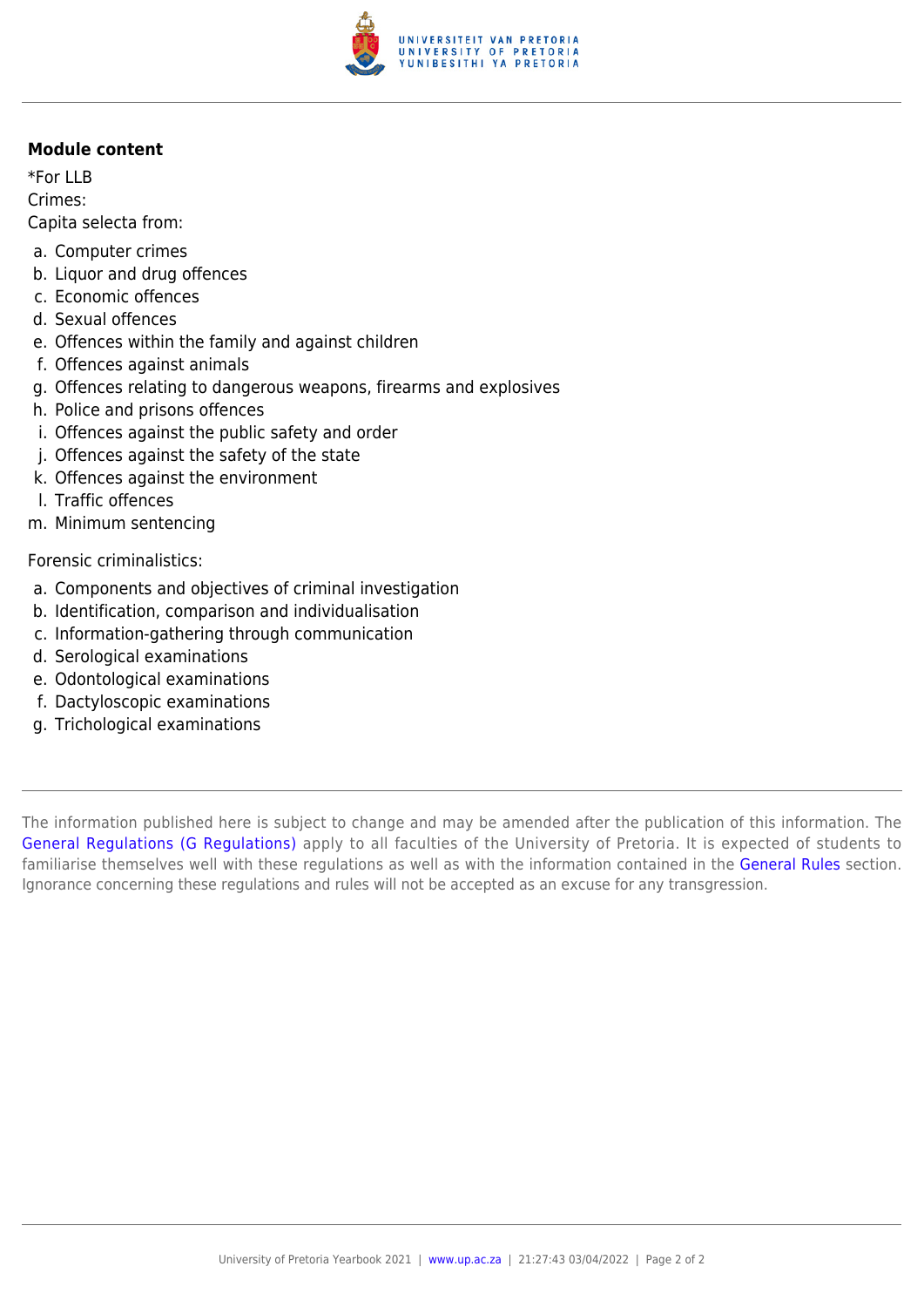**Module content**

*For LLB

Crimes:

Capita selecta from:

a. Computer crimes
b. Liquor and drug offences
c. Economic offences
d. Sexual offences
e. Offences within the family and against children
f. Offences against animals
g. Offences relating to dangerous weapons, firearms and explosives
h. Police and prisons offences
i. Offences against the public safety and order
j. Offences against the safety of the state
k. Offences against the environment
l. Traffic offences
m. Minimum sentencing

Forensic criminalistics:

a. Components and objectives of criminal investigation
b. Identification, comparison and individualisation
c. Information-gathering through communication
d. Serological examinations
e. Odontological examinations
f. Dactyloscopic examinations
g. Trichological examinations

---

The information published here is subject to change and may be amended after the publication of this information. The General Regulations (G Regulations) apply to all faculties of the University of Pretoria. It is expected of students to familiarise themselves well with these regulations as well as with the information contained in the General Rules section. Ignorance concerning these regulations and rules will not be accepted as an excuse for any transgression.